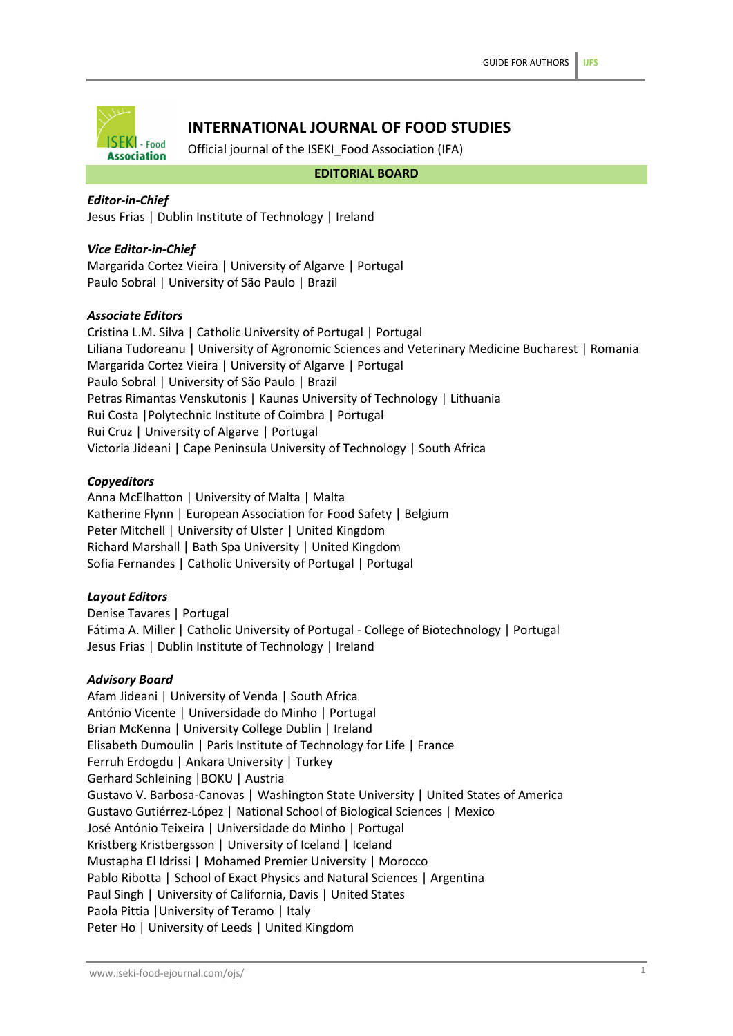# INTERNATIONAL JOURNAL OF FOOD STUDIES

Official journal of the ISEKI_Food Association (IFA)

## EDITORIAL BOARD

***Editor-in-Chief***
Jesus Frias | Dublin Institute of Technology | Ireland

***Vice Editor-in-Chief***
Margarida Cortez Vieira | University of Algarve | Portugal
Paulo Sobral | University of São Paulo | Brazil

***Associate Editors***
Cristina L.M. Silva | Catholic University of Portugal | Portugal
Liliana Tudoreanu | University of Agronomic Sciences and Veterinary Medicine Bucharest | Romania
Margarida Cortez Vieira | University of Algarve | Portugal
Paulo Sobral | University of São Paulo | Brazil
Petras Rimantas Venskutonis | Kaunas University of Technology | Lithuania
Rui Costa |Polytechnic Institute of Coimbra | Portugal
Rui Cruz | University of Algarve | Portugal
Victoria Jideani | Cape Peninsula University of Technology | South Africa

***Copyeditors***
Anna McElhatton | University of Malta | Malta
Katherine Flynn | European Association for Food Safety | Belgium
Peter Mitchell | University of Ulster | United Kingdom
Richard Marshall | Bath Spa University | United Kingdom
Sofia Fernandes | Catholic University of Portugal | Portugal

***Layout Editors***
Denise Tavares | Portugal
Fátima A. Miller | Catholic University of Portugal - College of Biotechnology | Portugal
Jesus Frias | Dublin Institute of Technology | Ireland

***Advisory Board***
Afam Jideani | University of Venda | South Africa
António Vicente | Universidade do Minho | Portugal
Brian McKenna | University College Dublin | Ireland
Elisabeth Dumoulin | Paris Institute of Technology for Life | France
Ferruh Erdogdu | Ankara University | Turkey
Gerhard Schleining |BOKU | Austria
Gustavo V. Barbosa-Canovas | Washington State University | United States of America
Gustavo Gutiérrez-López | National School of Biological Sciences | Mexico
José António Teixeira | Universidade do Minho | Portugal
Kristberg Kristbergsson | University of Iceland | Iceland
Mustapha El Idrissi | Mohamed Premier University | Morocco
Pablo Ribotta | School of Exact Physics and Natural Sciences | Argentina
Paul Singh | University of California, Davis | United States
Paola Pittia |University of Teramo | Italy
Peter Ho | University of Leeds | United Kingdom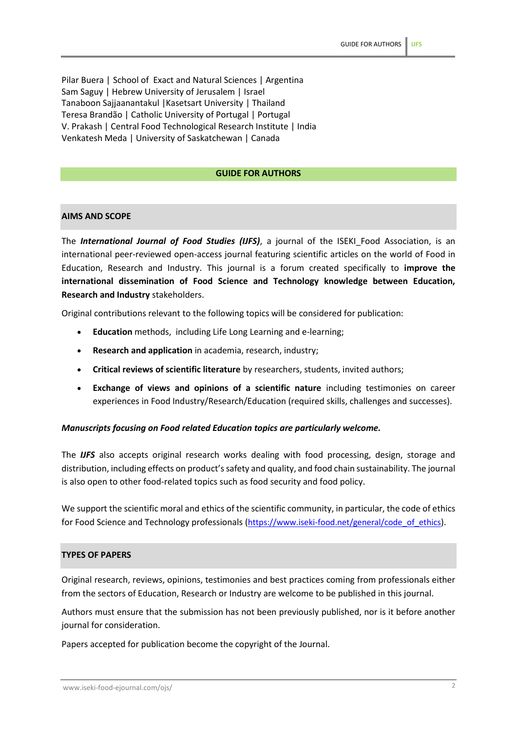Pilar Buera | School of  Exact and Natural Sciences | Argentina
Sam Saguy | Hebrew University of Jerusalem | Israel
Tanaboon Sajjaanantakul |Kasetsart University | Thailand
Teresa Brandão | Catholic University of Portugal | Portugal
V. Prakash | Central Food Technological Research Institute | India
Venkatesh Meda | University of Saskatchewan | Canada

## GUIDE FOR AUTHORS

### AIMS AND SCOPE

The ***International Journal of Food Studies (IJFS)***, a journal of the ISEKI_Food Association, is an international peer-reviewed open-access journal featuring scientific articles on the world of Food in Education, Research and Industry. This journal is a forum created specifically to **improve the international dissemination of Food Science and Technology knowledge between Education, Research and Industry** stakeholders.

Original contributions relevant to the following topics will be considered for publication:

- **Education** methods,  including Life Long Learning and e-learning;
- **Research and application** in academia, research, industry;
- **Critical reviews of scientific literature** by researchers, students, invited authors;
- **Exchange of views and opinions of a scientific nature** including testimonies on career experiences in Food Industry/Research/Education (required skills, challenges and successes).

***Manuscripts focusing on Food related Education topics are particularly welcome.***

The ***IJFS*** also accepts original research works dealing with food processing, design, storage and distribution, including effects on product's safety and quality, and food chain sustainability. The journal is also open to other food-related topics such as food security and food policy.

We support the scientific moral and ethics of the scientific community, in particular, the code of ethics for Food Science and Technology professionals (https://www.iseki-food.net/general/code_of_ethics).

### TYPES OF PAPERS

Original research, reviews, opinions, testimonies and best practices coming from professionals either from the sectors of Education, Research or Industry are welcome to be published in this journal.

Authors must ensure that the submission has not been previously published, nor is it before another journal for consideration.

Papers accepted for publication become the copyright of the Journal.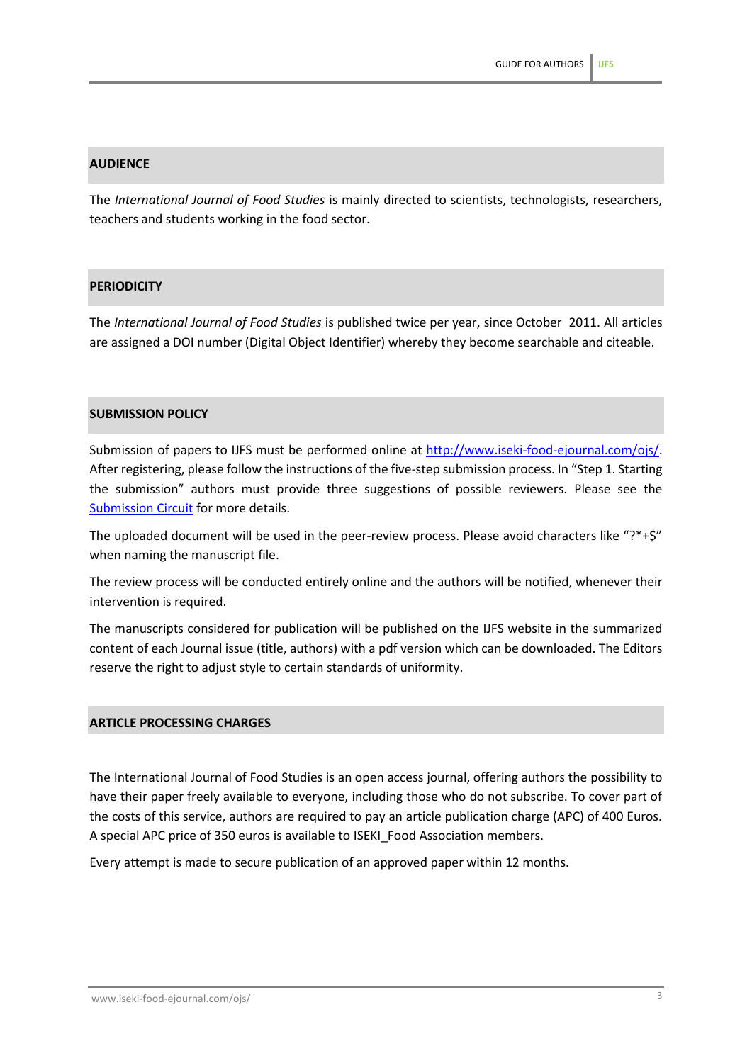## AUDIENCE

The *International Journal of Food Studies* is mainly directed to scientists, technologists, researchers, teachers and students working in the food sector.

## PERIODICITY

The *International Journal of Food Studies* is published twice per year, since October 2011. All articles are assigned a DOI number (Digital Object Identifier) whereby they become searchable and citeable.

## SUBMISSION POLICY

Submission of papers to IJFS must be performed online at [http://www.iseki-food-ejournal.com/ojs/](http://www.iseki-food-ejournal.com/ojs/). After registering, please follow the instructions of the five-step submission process. In "Step 1. Starting the submission" authors must provide three suggestions of possible reviewers. Please see the Submission Circuit for more details.

The uploaded document will be used in the peer-review process. Please avoid characters like "?*+$" when naming the manuscript file.

The review process will be conducted entirely online and the authors will be notified, whenever their intervention is required.

The manuscripts considered for publication will be published on the IJFS website in the summarized content of each Journal issue (title, authors) with a pdf version which can be downloaded. The Editors reserve the right to adjust style to certain standards of uniformity.

## ARTICLE PROCESSING CHARGES

The International Journal of Food Studies is an open access journal, offering authors the possibility to have their paper freely available to everyone, including those who do not subscribe. To cover part of the costs of this service, authors are required to pay an article publication charge (APC) of 400 Euros. A special APC price of 350 euros is available to ISEKI_Food Association members.

Every attempt is made to secure publication of an approved paper within 12 months.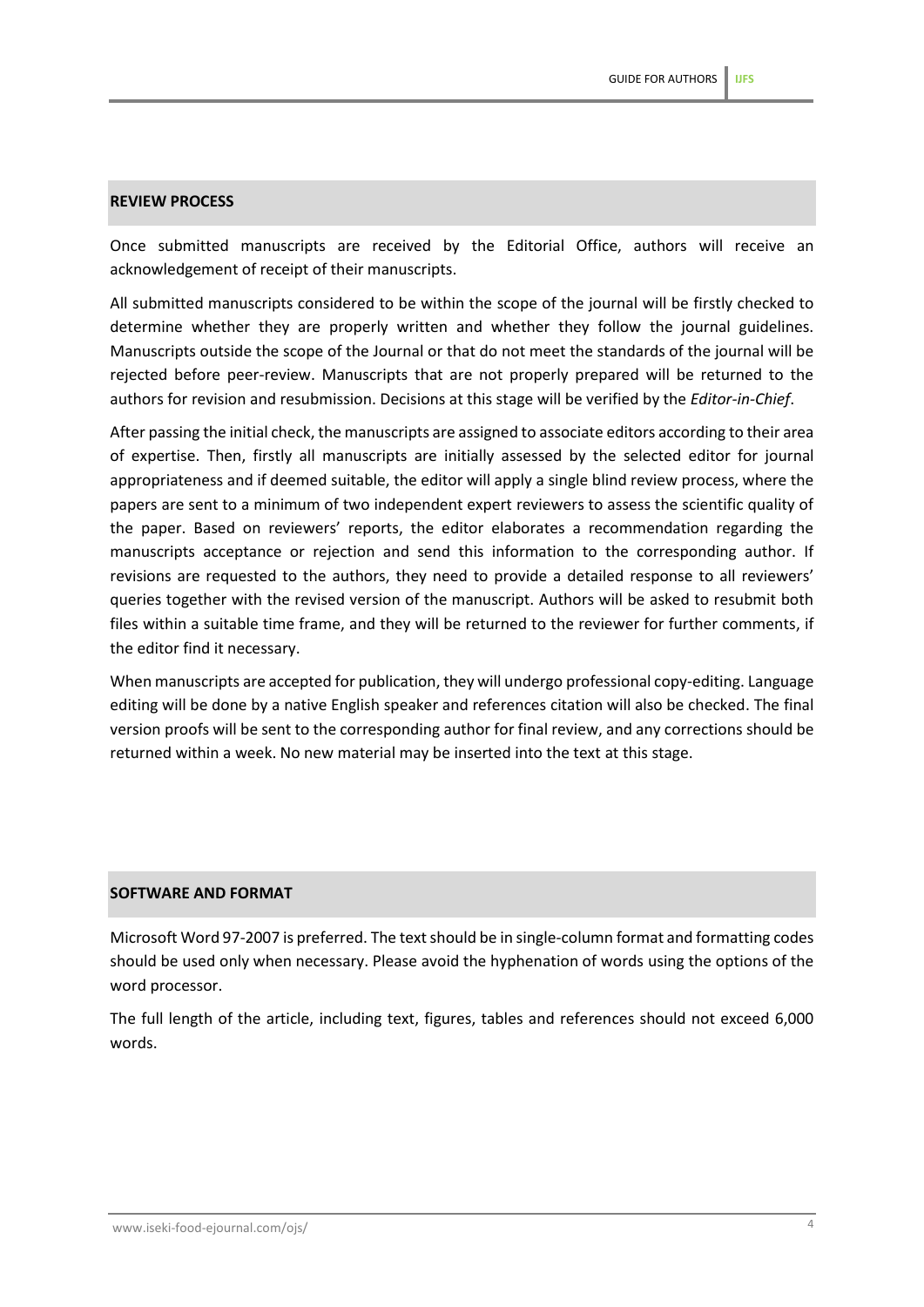## REVIEW PROCESS

Once submitted manuscripts are received by the Editorial Office, authors will receive an acknowledgement of receipt of their manuscripts.

All submitted manuscripts considered to be within the scope of the journal will be firstly checked to determine whether they are properly written and whether they follow the journal guidelines. Manuscripts outside the scope of the Journal or that do not meet the standards of the journal will be rejected before peer-review. Manuscripts that are not properly prepared will be returned to the authors for revision and resubmission. Decisions at this stage will be verified by the *Editor-in-Chief*.

After passing the initial check, the manuscripts are assigned to associate editors according to their area of expertise. Then, firstly all manuscripts are initially assessed by the selected editor for journal appropriateness and if deemed suitable, the editor will apply a single blind review process, where the papers are sent to a minimum of two independent expert reviewers to assess the scientific quality of the paper. Based on reviewers' reports, the editor elaborates a recommendation regarding the manuscripts acceptance or rejection and send this information to the corresponding author. If revisions are requested to the authors, they need to provide a detailed response to all reviewers' queries together with the revised version of the manuscript. Authors will be asked to resubmit both files within a suitable time frame, and they will be returned to the reviewer for further comments, if the editor find it necessary.

When manuscripts are accepted for publication, they will undergo professional copy-editing. Language editing will be done by a native English speaker and references citation will also be checked. The final version proofs will be sent to the corresponding author for final review, and any corrections should be returned within a week. No new material may be inserted into the text at this stage.

## SOFTWARE AND FORMAT

Microsoft Word 97-2007 is preferred. The text should be in single-column format and formatting codes should be used only when necessary. Please avoid the hyphenation of words using the options of the word processor.

The full length of the article, including text, figures, tables and references should not exceed 6,000 words.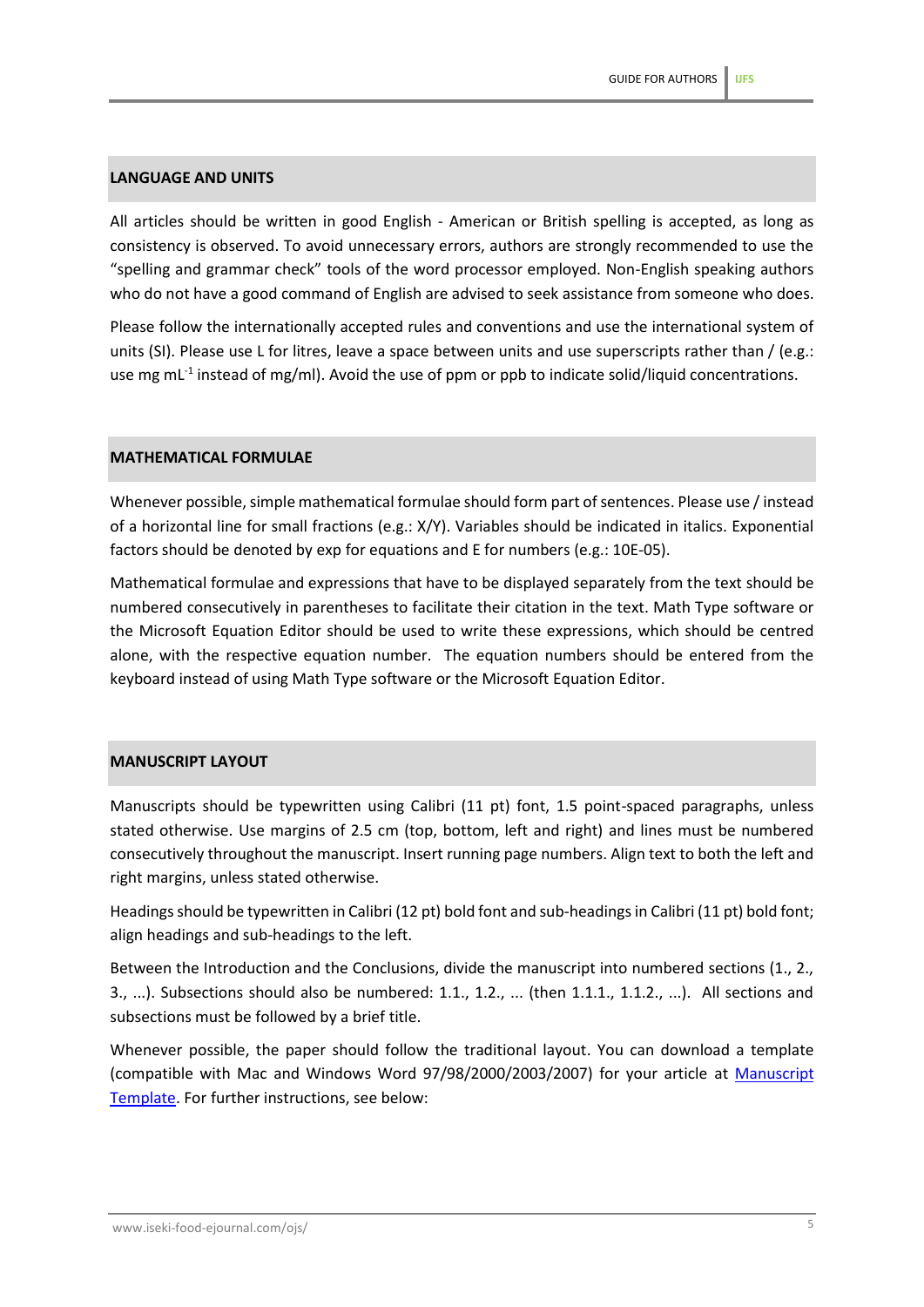## LANGUAGE AND UNITS

All articles should be written in good English - American or British spelling is accepted, as long as consistency is observed. To avoid unnecessary errors, authors are strongly recommended to use the "spelling and grammar check" tools of the word processor employed. Non-English speaking authors who do not have a good command of English are advised to seek assistance from someone who does.

Please follow the internationally accepted rules and conventions and use the international system of units (SI). Please use L for litres, leave a space between units and use superscripts rather than / (e.g.: use mg $mL^{-1}$ instead of mg/ml). Avoid the use of ppm or ppb to indicate solid/liquid concentrations.

## MATHEMATICAL FORMULAE

Whenever possible, simple mathematical formulae should form part of sentences. Please use / instead of a horizontal line for small fractions (e.g.: X/Y). Variables should be indicated in italics. Exponential factors should be denoted by exp for equations and E for numbers (e.g.: 10E-05).

Mathematical formulae and expressions that have to be displayed separately from the text should be numbered consecutively in parentheses to facilitate their citation in the text. Math Type software or the Microsoft Equation Editor should be used to write these expressions, which should be centred alone, with the respective equation number. The equation numbers should be entered from the keyboard instead of using Math Type software or the Microsoft Equation Editor.

## MANUSCRIPT LAYOUT

Manuscripts should be typewritten using Calibri (11 pt) font, 1.5 point-spaced paragraphs, unless stated otherwise. Use margins of 2.5 cm (top, bottom, left and right) and lines must be numbered consecutively throughout the manuscript. Insert running page numbers. Align text to both the left and right margins, unless stated otherwise.

Headings should be typewritten in Calibri (12 pt) bold font and sub-headings in Calibri (11 pt) bold font; align headings and sub-headings to the left.

Between the Introduction and the Conclusions, divide the manuscript into numbered sections (1., 2., 3., ...). Subsections should also be numbered: 1.1., 1.2., ... (then 1.1.1., 1.1.2., ...). All sections and subsections must be followed by a brief title.

Whenever possible, the paper should follow the traditional layout. You can download a template (compatible with Mac and Windows Word 97/98/2000/2003/2007) for your article at [Manuscript Template](). For further instructions, see below: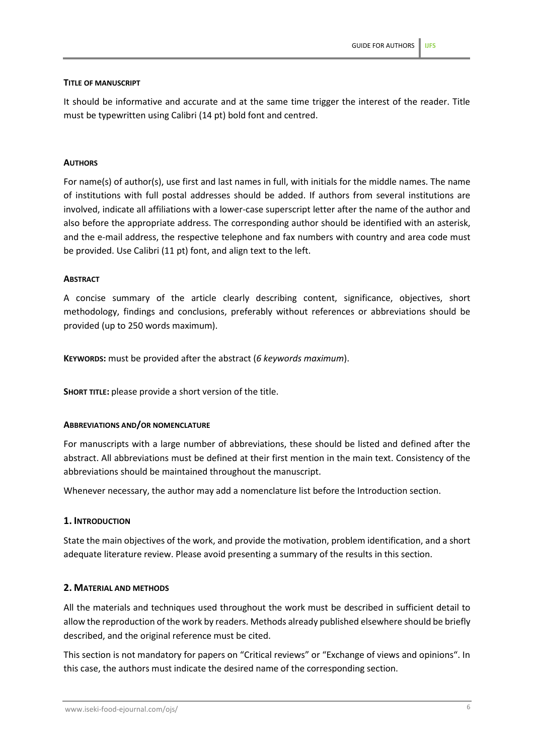### Title of manuscript

It should be informative and accurate and at the same time trigger the interest of the reader. Title must be typewritten using Calibri (14 pt) bold font and centred.

### Authors

For name(s) of author(s), use first and last names in full, with initials for the middle names. The name of institutions with full postal addresses should be added. If authors from several institutions are involved, indicate all affiliations with a lower-case superscript letter after the name of the author and also before the appropriate address. The corresponding author should be identified with an asterisk, and the e-mail address, the respective telephone and fax numbers with country and area code must be provided. Use Calibri (11 pt) font, and align text to the left.

### Abstract

A concise summary of the article clearly describing content, significance, objectives, short methodology, findings and conclusions, preferably without references or abbreviations should be provided (up to 250 words maximum).

**Keywords:** must be provided after the abstract (*6 keywords maximum*).

**Short title:** please provide a short version of the title.

### Abbreviations and/or nomenclature

For manuscripts with a large number of abbreviations, these should be listed and defined after the abstract. All abbreviations must be defined at their first mention in the main text. Consistency of the abbreviations should be maintained throughout the manuscript.

Whenever necessary, the author may add a nomenclature list before the Introduction section.

### 1. Introduction

State the main objectives of the work, and provide the motivation, problem identification, and a short adequate literature review. Please avoid presenting a summary of the results in this section.

### 2. Material and methods

All the materials and techniques used throughout the work must be described in sufficient detail to allow the reproduction of the work by readers. Methods already published elsewhere should be briefly described, and the original reference must be cited.

This section is not mandatory for papers on "Critical reviews" or "Exchange of views and opinions". In this case, the authors must indicate the desired name of the corresponding section.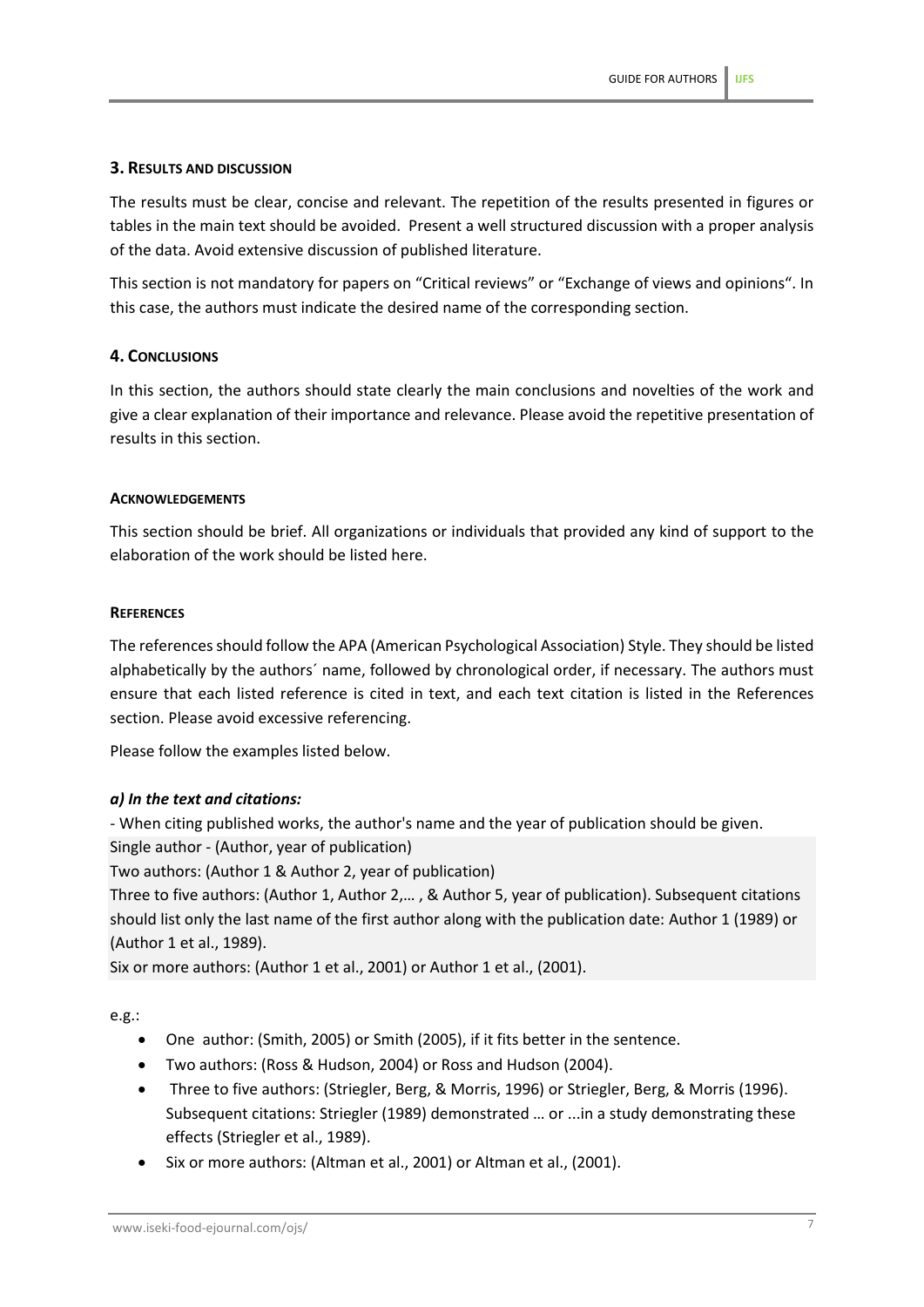## 3. Results and discussion

The results must be clear, concise and relevant. The repetition of the results presented in figures or tables in the main text should be avoided. Present a well structured discussion with a proper analysis of the data. Avoid extensive discussion of published literature.

This section is not mandatory for papers on "Critical reviews" or "Exchange of views and opinions". In this case, the authors must indicate the desired name of the corresponding section.

## 4. Conclusions

In this section, the authors should state clearly the main conclusions and novelties of the work and give a clear explanation of their importance and relevance. Please avoid the repetitive presentation of results in this section.

### Acknowledgements

This section should be brief. All organizations or individuals that provided any kind of support to the elaboration of the work should be listed here.

### References

The references should follow the APA (American Psychological Association) Style. They should be listed alphabetically by the authors´ name, followed by chronological order, if necessary. The authors must ensure that each listed reference is cited in text, and each text citation is listed in the References section. Please avoid excessive referencing.

Please follow the examples listed below.

***a) In the text and citations:***

- When citing published works, the author's name and the year of publication should be given.

Single author - (Author, year of publication)

Two authors: (Author 1 & Author 2, year of publication)

Three to five authors: (Author 1, Author 2,… , & Author 5, year of publication). Subsequent citations should list only the last name of the first author along with the publication date: Author 1 (1989) or (Author 1 et al., 1989).

Six or more authors: (Author 1 et al., 2001) or Author 1 et al., (2001).

e.g.:

- One author: (Smith, 2005) or Smith (2005), if it fits better in the sentence.
- Two authors: (Ross & Hudson, 2004) or Ross and Hudson (2004).
- Three to five authors: (Striegler, Berg, & Morris, 1996) or Striegler, Berg, & Morris (1996). Subsequent citations: Striegler (1989) demonstrated … or ...in a study demonstrating these effects (Striegler et al., 1989).
- Six or more authors: (Altman et al., 2001) or Altman et al., (2001).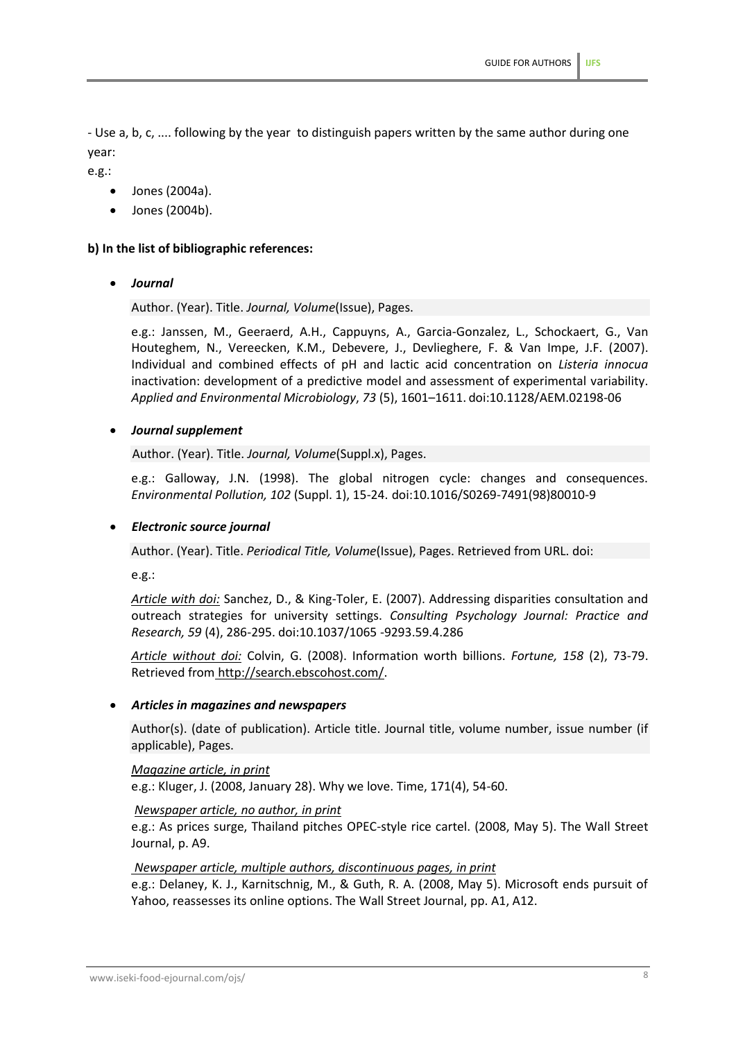- Use a, b, c, .... following by the year to distinguish papers written by the same author during one year:

e.g.:

- Jones (2004a).
- Jones (2004b).

**b) In the list of bibliographic references:**

- ***Journal***

  Author. (Year). Title. *Journal, Volume*(Issue), Pages.

  e.g.: Janssen, M., Geeraerd, A.H., Cappuyns, A., Garcia-Gonzalez, L., Schockaert, G., Van Houteghem, N., Vereecken, K.M., Debevere, J., Devlieghere, F. & Van Impe, J.F. (2007). Individual and combined effects of pH and lactic acid concentration on *Listeria innocua* inactivation: development of a predictive model and assessment of experimental variability. *Applied and Environmental Microbiology*, *73* (5), 1601–1611. doi:10.1128/AEM.02198-06

- ***Journal supplement***

  Author. (Year). Title. *Journal, Volume*(Suppl.x), Pages.

  e.g.: Galloway, J.N. (1998). The global nitrogen cycle: changes and consequences. *Environmental Pollution, 102* (Suppl. 1), 15-24. doi:10.1016/S0269-7491(98)80010-9

- ***Electronic source journal***

  Author. (Year). Title. *Periodical Title, Volume*(Issue), Pages. Retrieved from URL. doi:

  e.g.:

  *Article with doi:* Sanchez, D., & King-Toler, E. (2007). Addressing disparities consultation and outreach strategies for university settings. *Consulting Psychology Journal: Practice and Research, 59* (4), 286-295. doi:10.1037/1065 -9293.59.4.286

  *Article without doi:* Colvin, G. (2008). Information worth billions. *Fortune, 158* (2), 73-79. Retrieved from http://search.ebscohost.com/.

- ***Articles in magazines and newspapers***

  Author(s). (date of publication). Article title. Journal title, volume number, issue number (if applicable), Pages.

  *Magazine article, in print*
  e.g.: Kluger, J. (2008, January 28). Why we love. Time, 171(4), 54-60.

  *Newspaper article, no author, in print*
  e.g.: As prices surge, Thailand pitches OPEC-style rice cartel. (2008, May 5). The Wall Street Journal, p. A9.

  *Newspaper article, multiple authors, discontinuous pages, in print*
  e.g.: Delaney, K. J., Karnitschnig, M., & Guth, R. A. (2008, May 5). Microsoft ends pursuit of Yahoo, reassesses its online options. The Wall Street Journal, pp. A1, A12.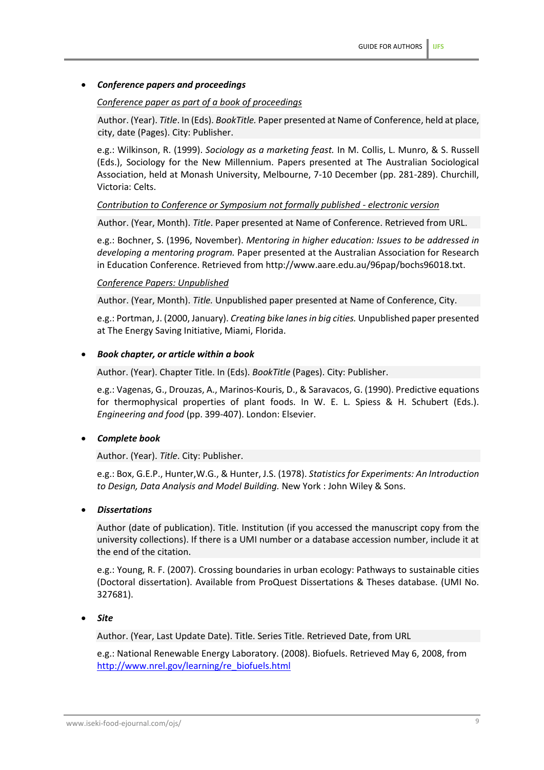- ***Conference papers and proceedings***

  <u>*Conference paper as part of a book of proceedings*</u>

  Author. (Year). *Title*. In (Eds). *BookTitle.* Paper presented at Name of Conference, held at place, city, date (Pages). City: Publisher.

  e.g.: Wilkinson, R. (1999). *Sociology as a marketing feast.* In M. Collis, L. Munro, & S. Russell (Eds.), Sociology for the New Millennium. Papers presented at The Australian Sociological Association, held at Monash University, Melbourne, 7-10 December (pp. 281-289). Churchill, Victoria: Celts.

  <u>*Contribution to Conference or Symposium not formally published - electronic version*</u>

  Author. (Year, Month). *Title*. Paper presented at Name of Conference. Retrieved from URL.

  e.g.: Bochner, S. (1996, November). *Mentoring in higher education: Issues to be addressed in developing a mentoring program.* Paper presented at the Australian Association for Research in Education Conference. Retrieved from http://www.aare.edu.au/96pap/bochs96018.txt.

  <u>*Conference Papers: Unpublished*</u>

  Author. (Year, Month). *Title.* Unpublished paper presented at Name of Conference, City.

  e.g.: Portman, J. (2000, January). *Creating bike lanes in big cities.* Unpublished paper presented at The Energy Saving Initiative, Miami, Florida.

- ***Book chapter, or article within a book***

  Author. (Year). Chapter Title. In (Eds). *BookTitle* (Pages). City: Publisher.

  e.g.: Vagenas, G., Drouzas, A., Marinos-Kouris, D., & Saravacos, G. (1990). Predictive equations for thermophysical properties of plant foods. In W. E. L. Spiess & H. Schubert (Eds.). *Engineering and food* (pp. 399-407). London: Elsevier.

- ***Complete book***

  Author. (Year). *Title*. City: Publisher.

  e.g.: Box, G.E.P., Hunter,W.G., & Hunter, J.S. (1978). *Statistics for Experiments: An Introduction to Design, Data Analysis and Model Building.* New York : John Wiley & Sons.

- ***Dissertations***

  Author (date of publication). Title. Institution (if you accessed the manuscript copy from the university collections). If there is a UMI number or a database accession number, include it at the end of the citation.

  e.g.: Young, R. F. (2007). Crossing boundaries in urban ecology: Pathways to sustainable cities (Doctoral dissertation). Available from ProQuest Dissertations & Theses database. (UMI No. 327681).

- ***Site***

  Author. (Year, Last Update Date). Title. Series Title. Retrieved Date, from URL

  e.g.: National Renewable Energy Laboratory. (2008). Biofuels. Retrieved May 6, 2008, from http://www.nrel.gov/learning/re_biofuels.html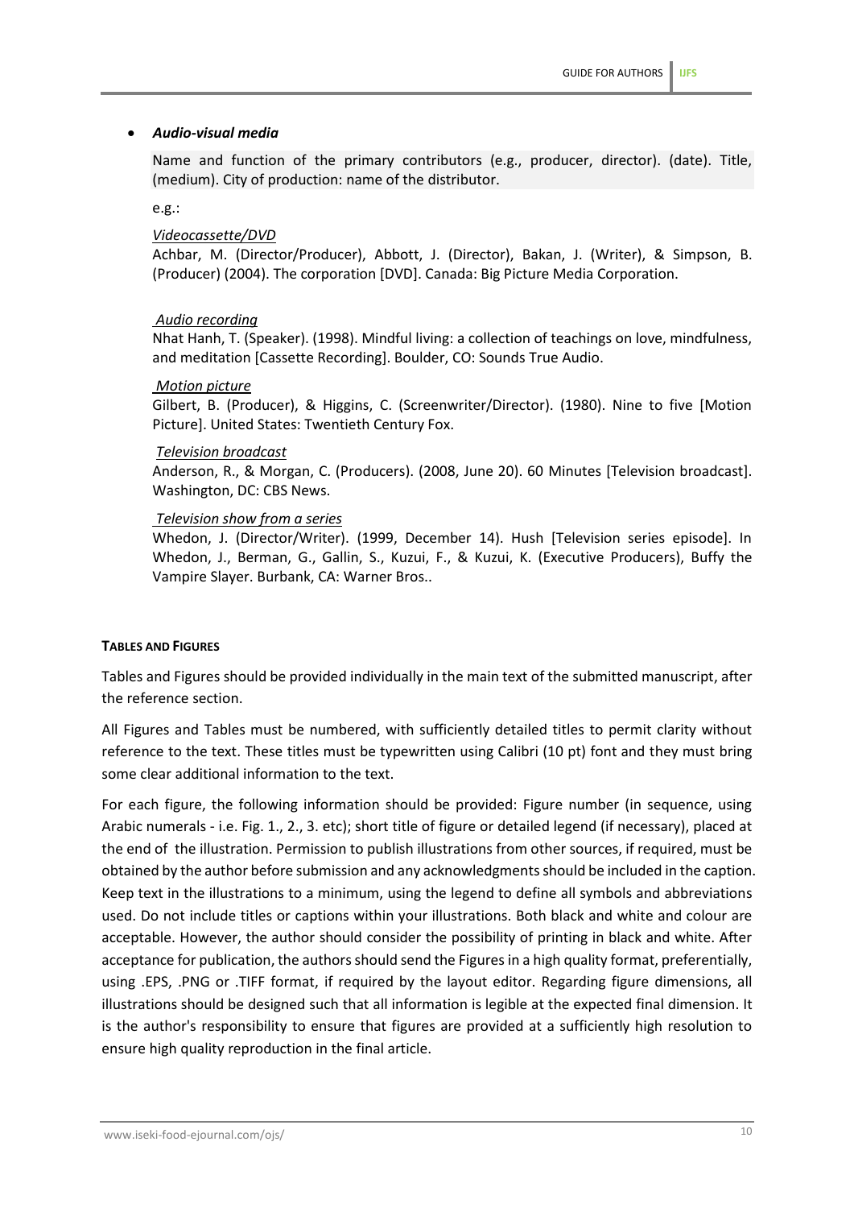- ***Audio-visual media***

  Name and function of the primary contributors (e.g., producer, director). (date). Title, (medium). City of production: name of the distributor.

  e.g.:

  *Videocassette/DVD*

  Achbar, M. (Director/Producer), Abbott, J. (Director), Bakan, J. (Writer), & Simpson, B. (Producer) (2004). The corporation [DVD]. Canada: Big Picture Media Corporation.

  *Audio recording*

  Nhat Hanh, T. (Speaker). (1998). Mindful living: a collection of teachings on love, mindfulness, and meditation [Cassette Recording]. Boulder, CO: Sounds True Audio.

  *Motion picture*

  Gilbert, B. (Producer), & Higgins, C. (Screenwriter/Director). (1980). Nine to five [Motion Picture]. United States: Twentieth Century Fox.

  *Television broadcast*

  Anderson, R., & Morgan, C. (Producers). (2008, June 20). 60 Minutes [Television broadcast]. Washington, DC: CBS News.

  *Television show from a series*

  Whedon, J. (Director/Writer). (1999, December 14). Hush [Television series episode]. In Whedon, J., Berman, G., Gallin, S., Kuzui, F., & Kuzui, K. (Executive Producers), Buffy the Vampire Slayer. Burbank, CA: Warner Bros..

## TABLES AND FIGURES

Tables and Figures should be provided individually in the main text of the submitted manuscript, after the reference section.

All Figures and Tables must be numbered, with sufficiently detailed titles to permit clarity without reference to the text. These titles must be typewritten using Calibri (10 pt) font and they must bring some clear additional information to the text.

For each figure, the following information should be provided: Figure number (in sequence, using Arabic numerals - i.e. Fig. 1., 2., 3. etc); short title of figure or detailed legend (if necessary), placed at the end of the illustration. Permission to publish illustrations from other sources, if required, must be obtained by the author before submission and any acknowledgments should be included in the caption. Keep text in the illustrations to a minimum, using the legend to define all symbols and abbreviations used. Do not include titles or captions within your illustrations. Both black and white and colour are acceptable. However, the author should consider the possibility of printing in black and white. After acceptance for publication, the authors should send the Figures in a high quality format, preferentially, using .EPS, .PNG or .TIFF format, if required by the layout editor. Regarding figure dimensions, all illustrations should be designed such that all information is legible at the expected final dimension. It is the author's responsibility to ensure that figures are provided at a sufficiently high resolution to ensure high quality reproduction in the final article.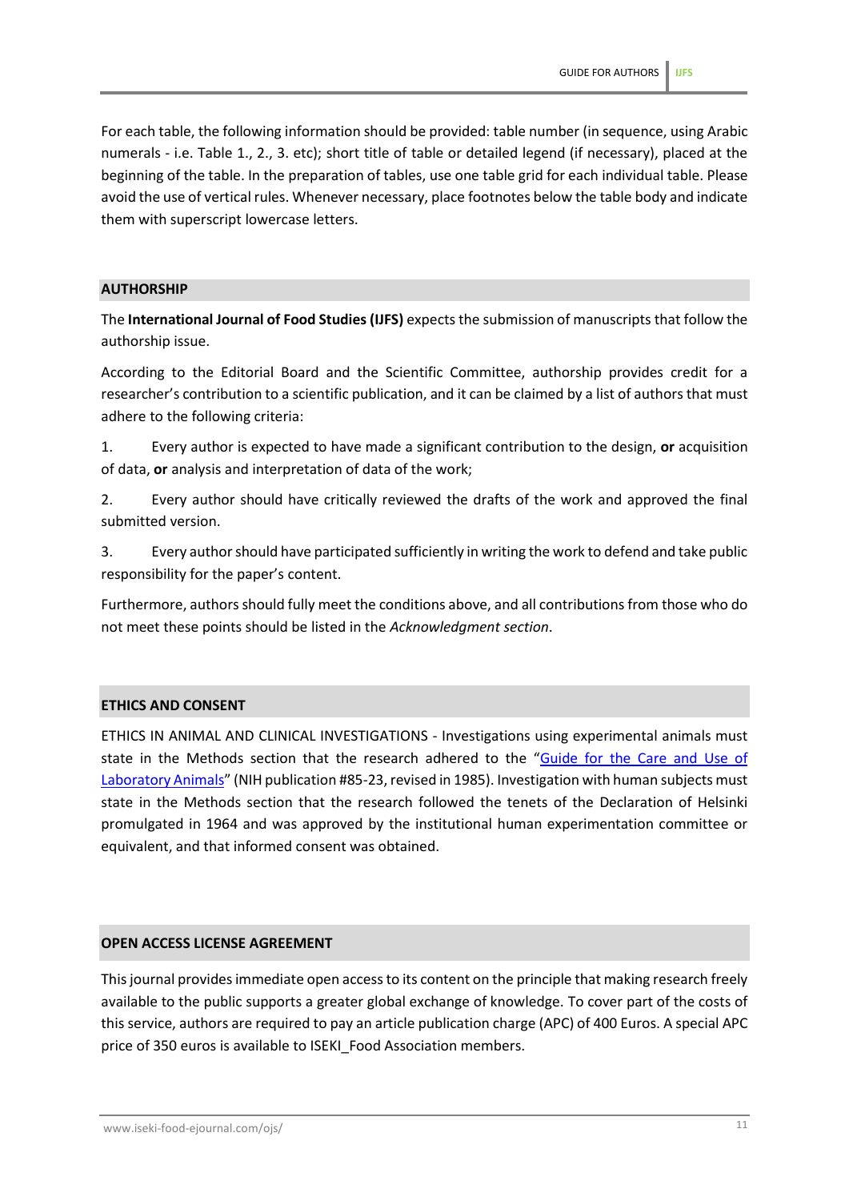For each table, the following information should be provided: table number (in sequence, using Arabic numerals - i.e. Table 1., 2., 3. etc); short title of table or detailed legend (if necessary), placed at the beginning of the table. In the preparation of tables, use one table grid for each individual table. Please avoid the use of vertical rules. Whenever necessary, place footnotes below the table body and indicate them with superscript lowercase letters.

## AUTHORSHIP

The **International Journal of Food Studies (IJFS)** expects the submission of manuscripts that follow the authorship issue.

According to the Editorial Board and the Scientific Committee, authorship provides credit for a researcher's contribution to a scientific publication, and it can be claimed by a list of authors that must adhere to the following criteria:

1. Every author is expected to have made a significant contribution to the design, **or** acquisition of data, **or** analysis and interpretation of data of the work;

2. Every author should have critically reviewed the drafts of the work and approved the final submitted version.

3. Every author should have participated sufficiently in writing the work to defend and take public responsibility for the paper's content.

Furthermore, authors should fully meet the conditions above, and all contributions from those who do not meet these points should be listed in the *Acknowledgment section*.

## ETHICS AND CONSENT

ETHICS IN ANIMAL AND CLINICAL INVESTIGATIONS - Investigations using experimental animals must state in the Methods section that the research adhered to the "Guide for the Care and Use of Laboratory Animals" (NIH publication #85-23, revised in 1985). Investigation with human subjects must state in the Methods section that the research followed the tenets of the Declaration of Helsinki promulgated in 1964 and was approved by the institutional human experimentation committee or equivalent, and that informed consent was obtained.

## OPEN ACCESS LICENSE AGREEMENT

This journal provides immediate open access to its content on the principle that making research freely available to the public supports a greater global exchange of knowledge. To cover part of the costs of this service, authors are required to pay an article publication charge (APC) of 400 Euros. A special APC price of 350 euros is available to ISEKI_Food Association members.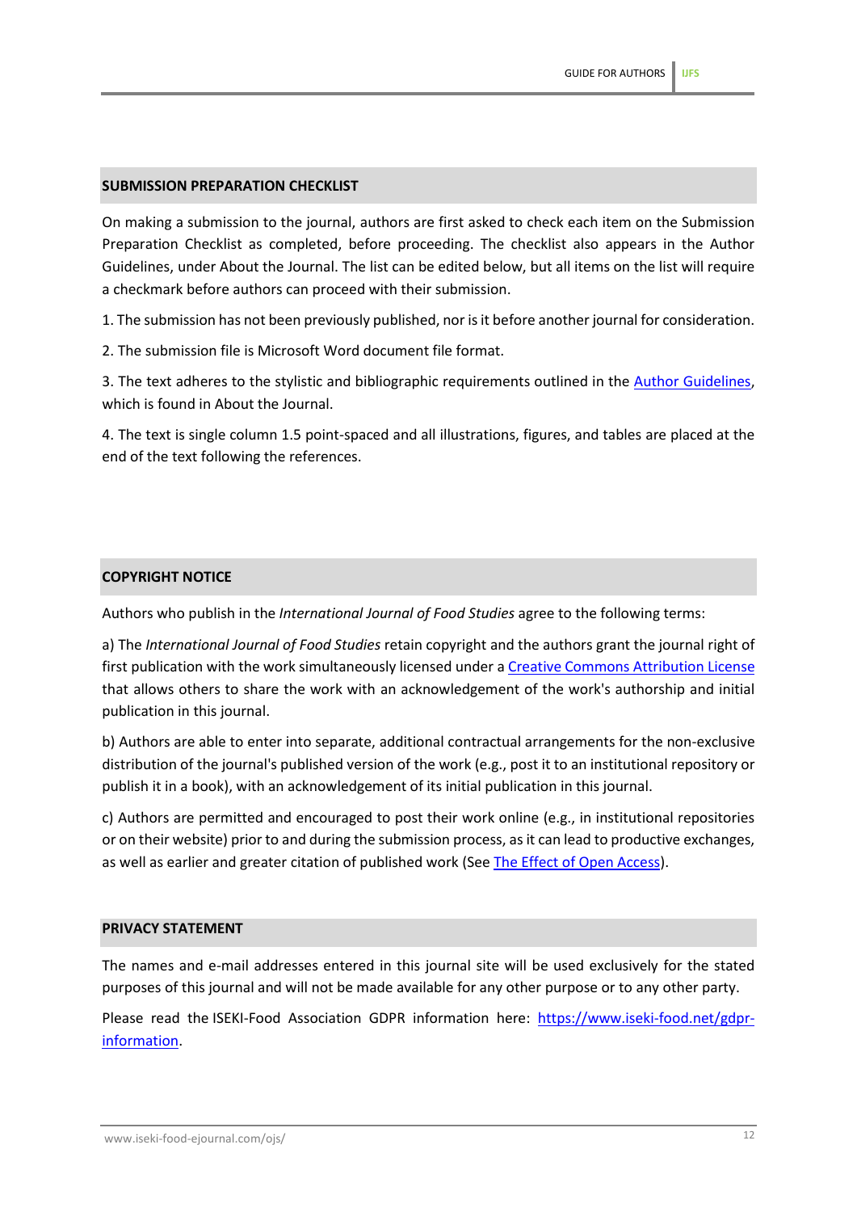## SUBMISSION PREPARATION CHECKLIST

On making a submission to the journal, authors are first asked to check each item on the Submission Preparation Checklist as completed, before proceeding. The checklist also appears in the Author Guidelines, under About the Journal. The list can be edited below, but all items on the list will require a checkmark before authors can proceed with their submission.

1. The submission has not been previously published, nor is it before another journal for consideration.

2. The submission file is Microsoft Word document file format.

3. The text adheres to the stylistic and bibliographic requirements outlined in the Author Guidelines, which is found in About the Journal.

4. The text is single column 1.5 point-spaced and all illustrations, figures, and tables are placed at the end of the text following the references.

## COPYRIGHT NOTICE

Authors who publish in the *International Journal of Food Studies* agree to the following terms:

a) The *International Journal of Food Studies* retain copyright and the authors grant the journal right of first publication with the work simultaneously licensed under a Creative Commons Attribution License that allows others to share the work with an acknowledgement of the work's authorship and initial publication in this journal.

b) Authors are able to enter into separate, additional contractual arrangements for the non-exclusive distribution of the journal's published version of the work (e.g., post it to an institutional repository or publish it in a book), with an acknowledgement of its initial publication in this journal.

c) Authors are permitted and encouraged to post their work online (e.g., in institutional repositories or on their website) prior to and during the submission process, as it can lead to productive exchanges, as well as earlier and greater citation of published work (See The Effect of Open Access).

## PRIVACY STATEMENT

The names and e-mail addresses entered in this journal site will be used exclusively for the stated purposes of this journal and will not be made available for any other purpose or to any other party.

Please read the ISEKI-Food Association GDPR information here: https://www.iseki-food.net/gdpr-information.